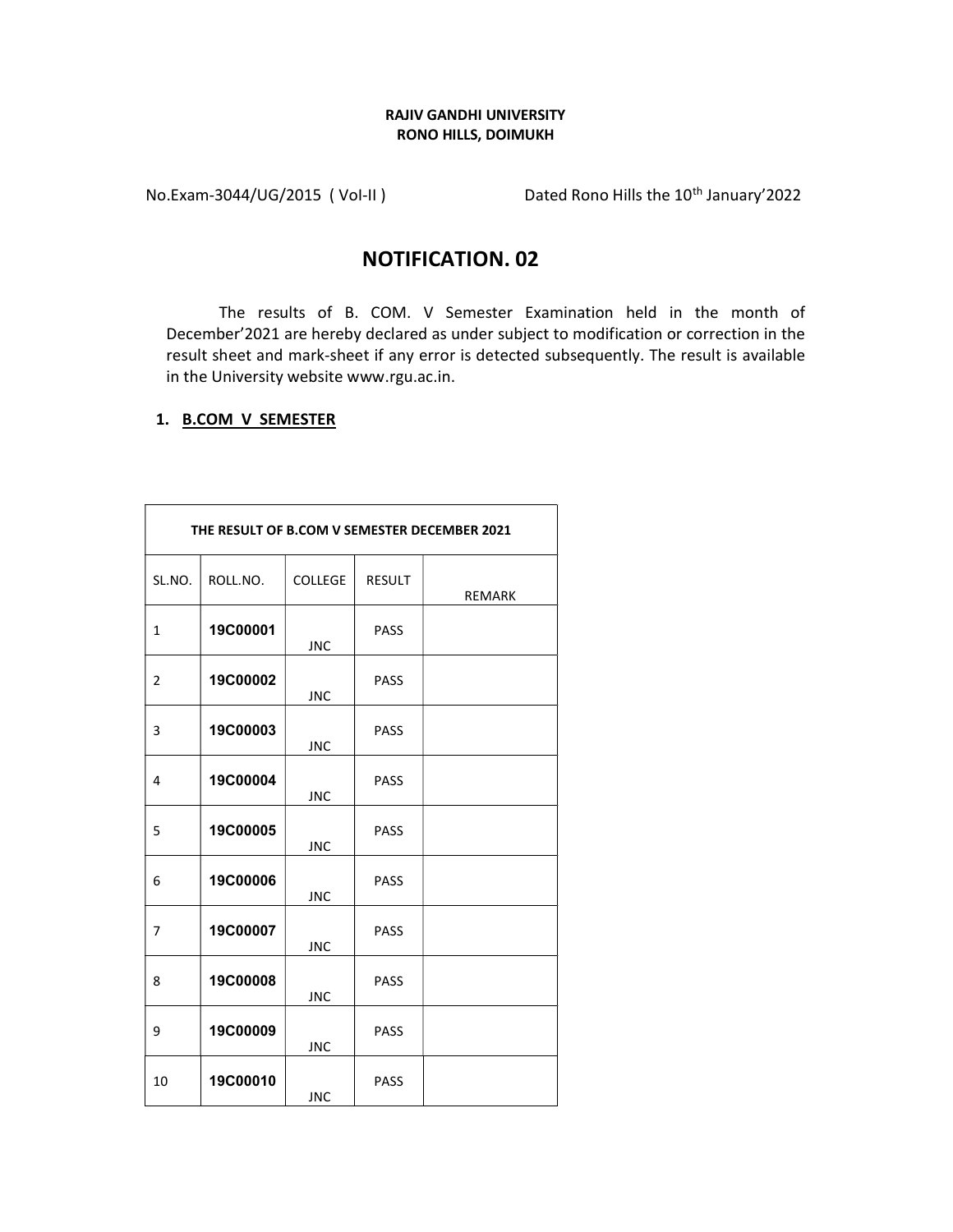**RAJIV GANDHI UNIVERSITY**
**RONO HILLS, DOIMUKH**

No.Exam-3044/UG/2015 ( Vol-II ) Dated Rono Hills the 10th January'2022

# NOTIFICATION. 02

The results of B. COM. V Semester Examination held in the month of December'2021 are hereby declared as under subject to modification or correction in the result sheet and mark-sheet if any error is detected subsequently. The result is available in the University website www.rgu.ac.in.

## 1. B.COM V SEMESTER

| THE RESULT OF B.COM V SEMESTER DECEMBER 2021 | | | | |
|---|---|---|---|---|
| SL.NO. | ROLL.NO. | COLLEGE | RESULT | REMARK |
| 1 | **19C00001** | JNC | PASS | |
| 2 | **19C00002** | JNC | PASS | |
| 3 | **19C00003** | JNC | PASS | |
| 4 | **19C00004** | JNC | PASS | |
| 5 | **19C00005** | JNC | PASS | |
| 6 | **19C00006** | JNC | PASS | |
| 7 | **19C00007** | JNC | PASS | |
| 8 | **19C00008** | JNC | PASS | |
| 9 | **19C00009** | JNC | PASS | |
| 10 | **19C00010** | JNC | PASS | |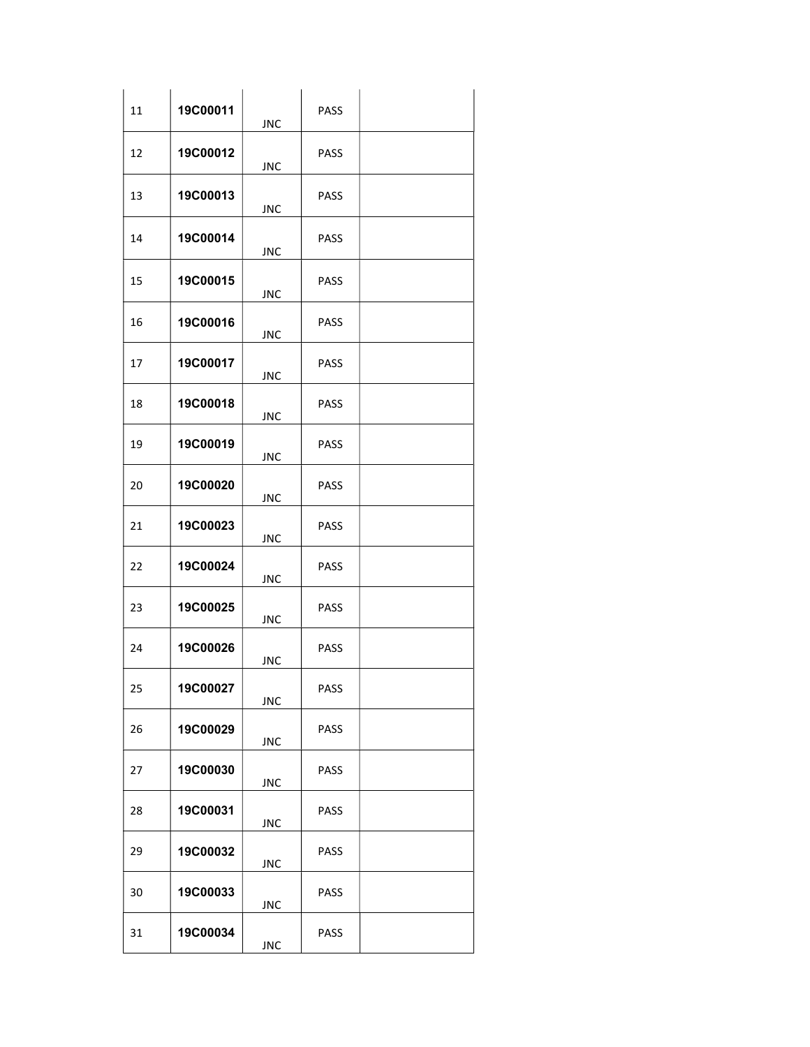| | | | | |
|---|---|---|---|---|
| 11 | **19C00011** | JNC | PASS | |
| 12 | **19C00012** | JNC | PASS | |
| 13 | **19C00013** | JNC | PASS | |
| 14 | **19C00014** | JNC | PASS | |
| 15 | **19C00015** | JNC | PASS | |
| 16 | **19C00016** | JNC | PASS | |
| 17 | **19C00017** | JNC | PASS | |
| 18 | **19C00018** | JNC | PASS | |
| 19 | **19C00019** | JNC | PASS | |
| 20 | **19C00020** | JNC | PASS | |
| 21 | **19C00023** | JNC | PASS | |
| 22 | **19C00024** | JNC | PASS | |
| 23 | **19C00025** | JNC | PASS | |
| 24 | **19C00026** | JNC | PASS | |
| 25 | **19C00027** | JNC | PASS | |
| 26 | **19C00029** | JNC | PASS | |
| 27 | **19C00030** | JNC | PASS | |
| 28 | **19C00031** | JNC | PASS | |
| 29 | **19C00032** | JNC | PASS | |
| 30 | **19C00033** | JNC | PASS | |
| 31 | **19C00034** | JNC | PASS | |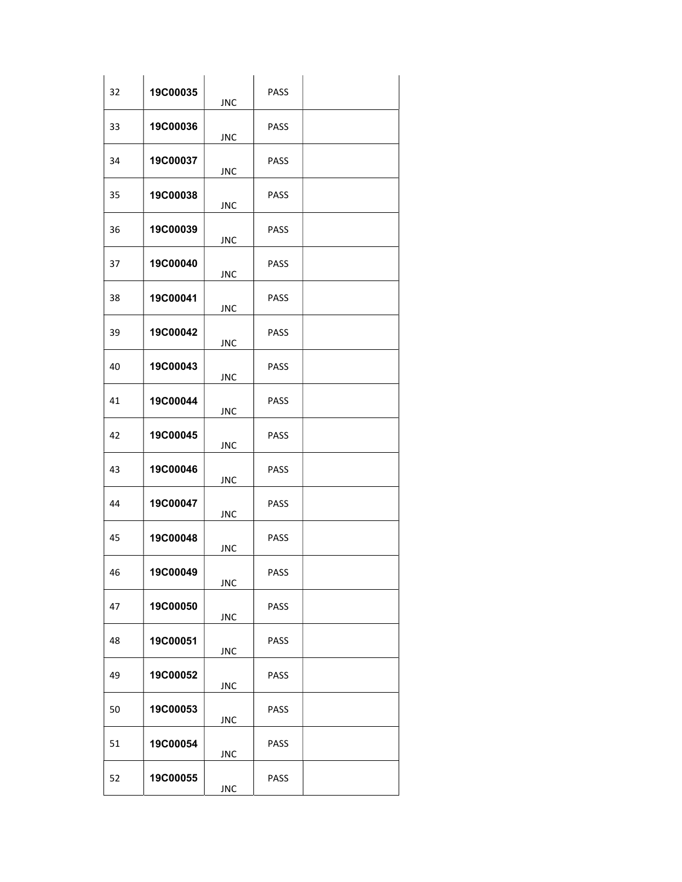| | | | | |
|---|---|---|---|---|
| 32 | **19C00035** | JNC | PASS | |
| 33 | **19C00036** | JNC | PASS | |
| 34 | **19C00037** | JNC | PASS | |
| 35 | **19C00038** | JNC | PASS | |
| 36 | **19C00039** | JNC | PASS | |
| 37 | **19C00040** | JNC | PASS | |
| 38 | **19C00041** | JNC | PASS | |
| 39 | **19C00042** | JNC | PASS | |
| 40 | **19C00043** | JNC | PASS | |
| 41 | **19C00044** | JNC | PASS | |
| 42 | **19C00045** | JNC | PASS | |
| 43 | **19C00046** | JNC | PASS | |
| 44 | **19C00047** | JNC | PASS | |
| 45 | **19C00048** | JNC | PASS | |
| 46 | **19C00049** | JNC | PASS | |
| 47 | **19C00050** | JNC | PASS | |
| 48 | **19C00051** | JNC | PASS | |
| 49 | **19C00052** | JNC | PASS | |
| 50 | **19C00053** | JNC | PASS | |
| 51 | **19C00054** | JNC | PASS | |
| 52 | **19C00055** | JNC | PASS | |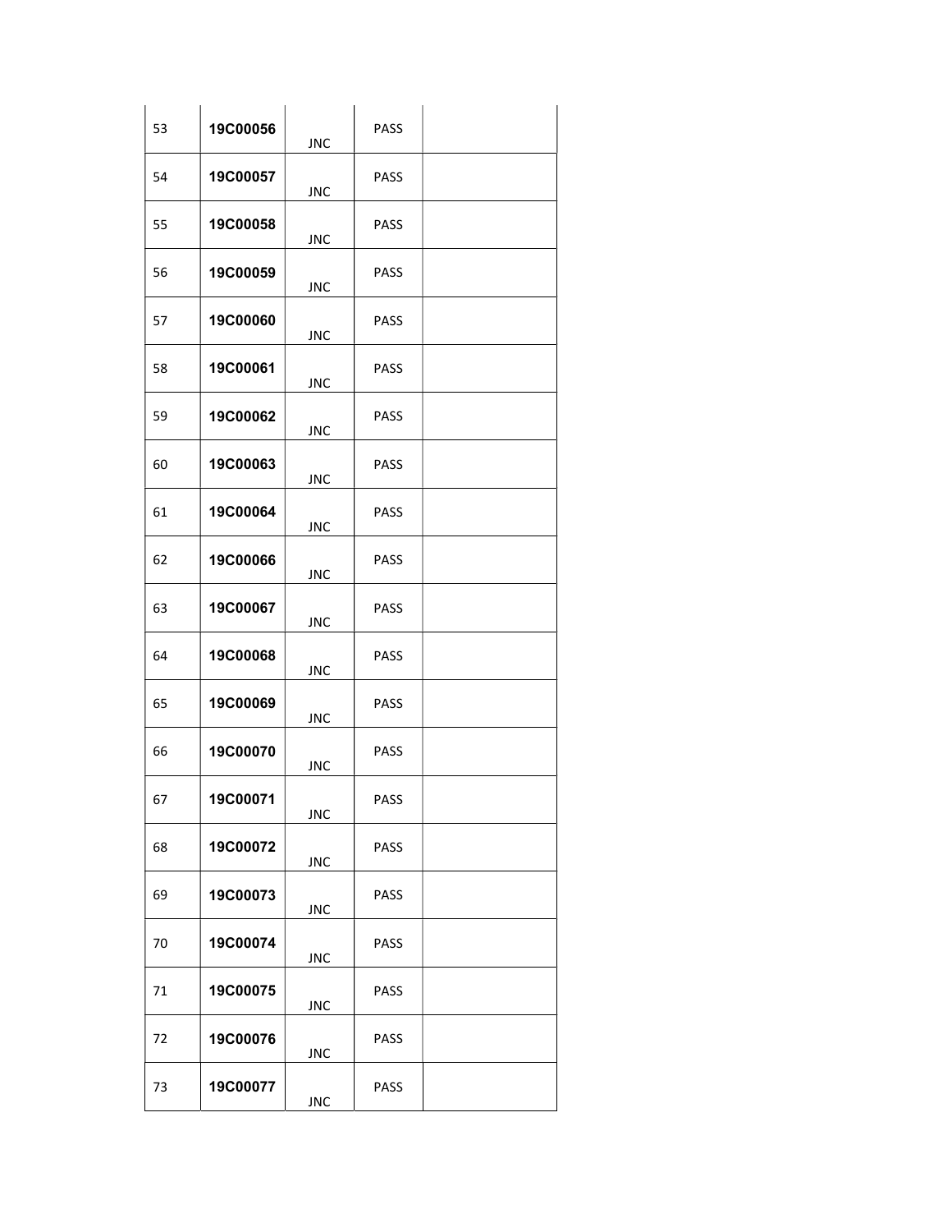| | | | | |
|---|---|---|---|---|
| 53 | **19C00056** | JNC | PASS | |
| 54 | **19C00057** | JNC | PASS | |
| 55 | **19C00058** | JNC | PASS | |
| 56 | **19C00059** | JNC | PASS | |
| 57 | **19C00060** | JNC | PASS | |
| 58 | **19C00061** | JNC | PASS | |
| 59 | **19C00062** | JNC | PASS | |
| 60 | **19C00063** | JNC | PASS | |
| 61 | **19C00064** | JNC | PASS | |
| 62 | **19C00066** | JNC | PASS | |
| 63 | **19C00067** | JNC | PASS | |
| 64 | **19C00068** | JNC | PASS | |
| 65 | **19C00069** | JNC | PASS | |
| 66 | **19C00070** | JNC | PASS | |
| 67 | **19C00071** | JNC | PASS | |
| 68 | **19C00072** | JNC | PASS | |
| 69 | **19C00073** | JNC | PASS | |
| 70 | **19C00074** | JNC | PASS | |
| 71 | **19C00075** | JNC | PASS | |
| 72 | **19C00076** | JNC | PASS | |
| 73 | **19C00077** | JNC | PASS | |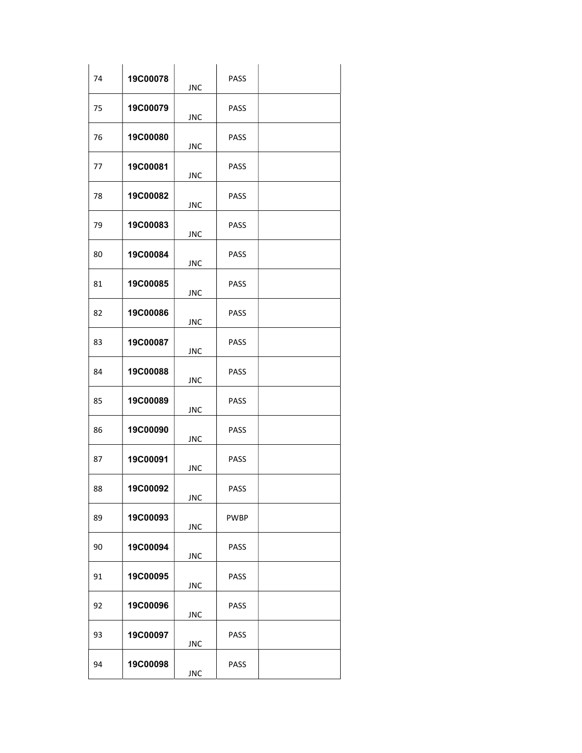| | | | | |
|---|---|---|---|---|
| 74 | **19C00078** | JNC | PASS | |
| 75 | **19C00079** | JNC | PASS | |
| 76 | **19C00080** | JNC | PASS | |
| 77 | **19C00081** | JNC | PASS | |
| 78 | **19C00082** | JNC | PASS | |
| 79 | **19C00083** | JNC | PASS | |
| 80 | **19C00084** | JNC | PASS | |
| 81 | **19C00085** | JNC | PASS | |
| 82 | **19C00086** | JNC | PASS | |
| 83 | **19C00087** | JNC | PASS | |
| 84 | **19C00088** | JNC | PASS | |
| 85 | **19C00089** | JNC | PASS | |
| 86 | **19C00090** | JNC | PASS | |
| 87 | **19C00091** | JNC | PASS | |
| 88 | **19C00092** | JNC | PASS | |
| 89 | **19C00093** | JNC | PWBP | |
| 90 | **19C00094** | JNC | PASS | |
| 91 | **19C00095** | JNC | PASS | |
| 92 | **19C00096** | JNC | PASS | |
| 93 | **19C00097** | JNC | PASS | |
| 94 | **19C00098** | JNC | PASS | |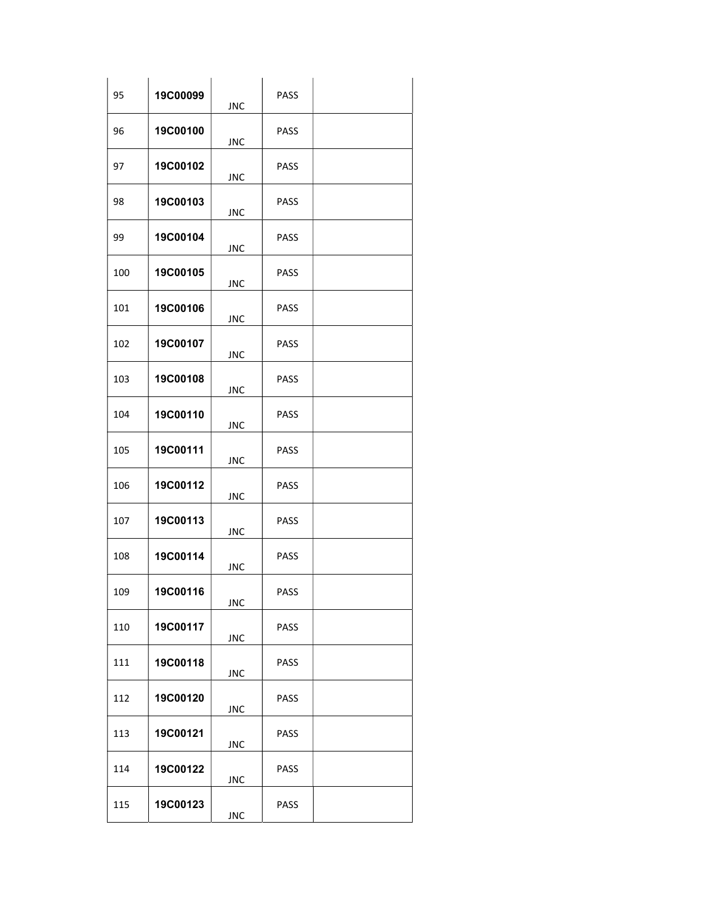|  |  |  |  |  |
|---|---|---|---|---|
| 95 | **19C00099** | JNC | PASS |  |
| 96 | **19C00100** | JNC | PASS |  |
| 97 | **19C00102** | JNC | PASS |  |
| 98 | **19C00103** | JNC | PASS |  |
| 99 | **19C00104** | JNC | PASS |  |
| 100 | **19C00105** | JNC | PASS |  |
| 101 | **19C00106** | JNC | PASS |  |
| 102 | **19C00107** | JNC | PASS |  |
| 103 | **19C00108** | JNC | PASS |  |
| 104 | **19C00110** | JNC | PASS |  |
| 105 | **19C00111** | JNC | PASS |  |
| 106 | **19C00112** | JNC | PASS |  |
| 107 | **19C00113** | JNC | PASS |  |
| 108 | **19C00114** | JNC | PASS |  |
| 109 | **19C00116** | JNC | PASS |  |
| 110 | **19C00117** | JNC | PASS |  |
| 111 | **19C00118** | JNC | PASS |  |
| 112 | **19C00120** | JNC | PASS |  |
| 113 | **19C00121** | JNC | PASS |  |
| 114 | **19C00122** | JNC | PASS |  |
| 115 | **19C00123** | JNC | PASS |  |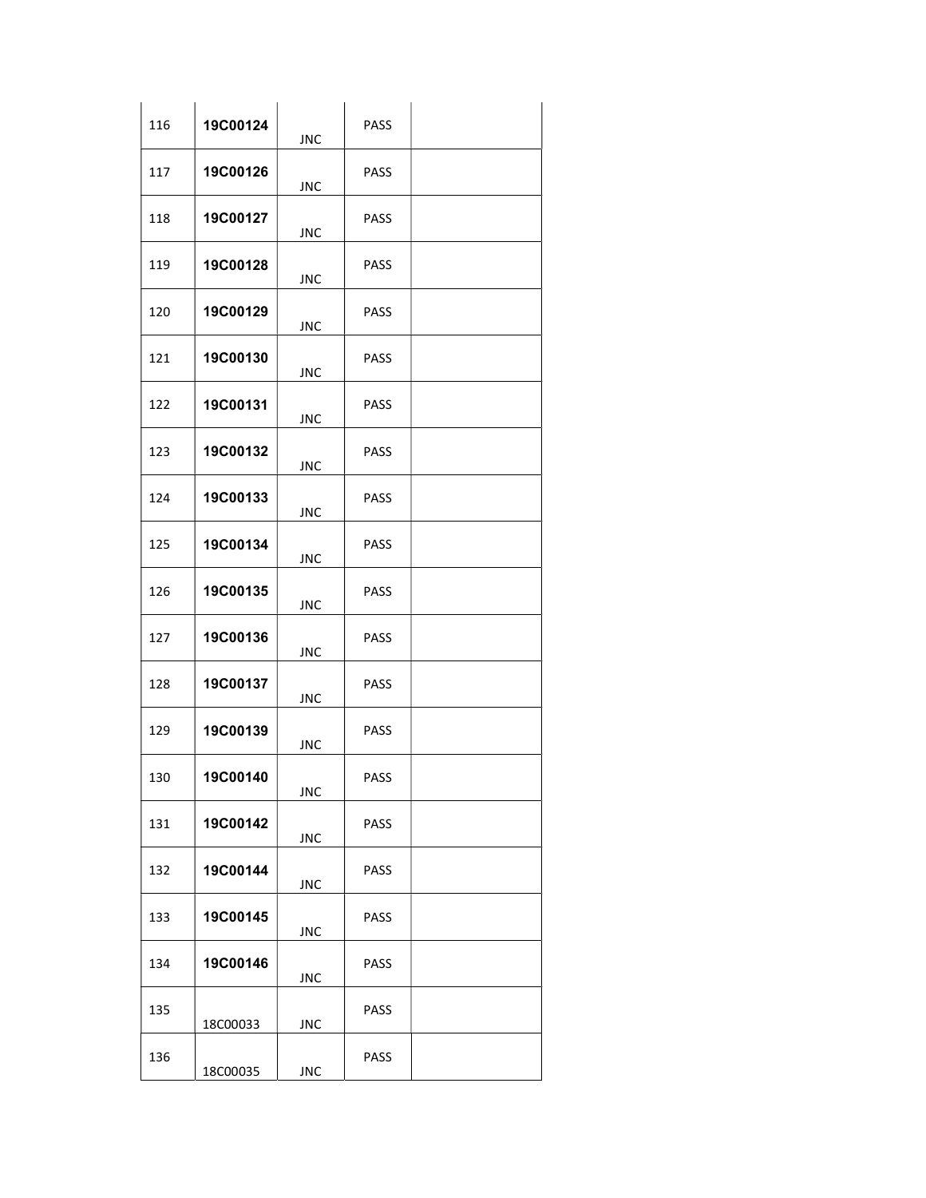| | | | | |
|---|---|---|---|---|
| 116 | **19C00124** | JNC | PASS | |
| 117 | **19C00126** | JNC | PASS | |
| 118 | **19C00127** | JNC | PASS | |
| 119 | **19C00128** | JNC | PASS | |
| 120 | **19C00129** | JNC | PASS | |
| 121 | **19C00130** | JNC | PASS | |
| 122 | **19C00131** | JNC | PASS | |
| 123 | **19C00132** | JNC | PASS | |
| 124 | **19C00133** | JNC | PASS | |
| 125 | **19C00134** | JNC | PASS | |
| 126 | **19C00135** | JNC | PASS | |
| 127 | **19C00136** | JNC | PASS | |
| 128 | **19C00137** | JNC | PASS | |
| 129 | **19C00139** | JNC | PASS | |
| 130 | **19C00140** | JNC | PASS | |
| 131 | **19C00142** | JNC | PASS | |
| 132 | **19C00144** | JNC | PASS | |
| 133 | **19C00145** | JNC | PASS | |
| 134 | **19C00146** | JNC | PASS | |
| 135 | 18C00033 | JNC | PASS | |
| 136 | 18C00035 | JNC | PASS | |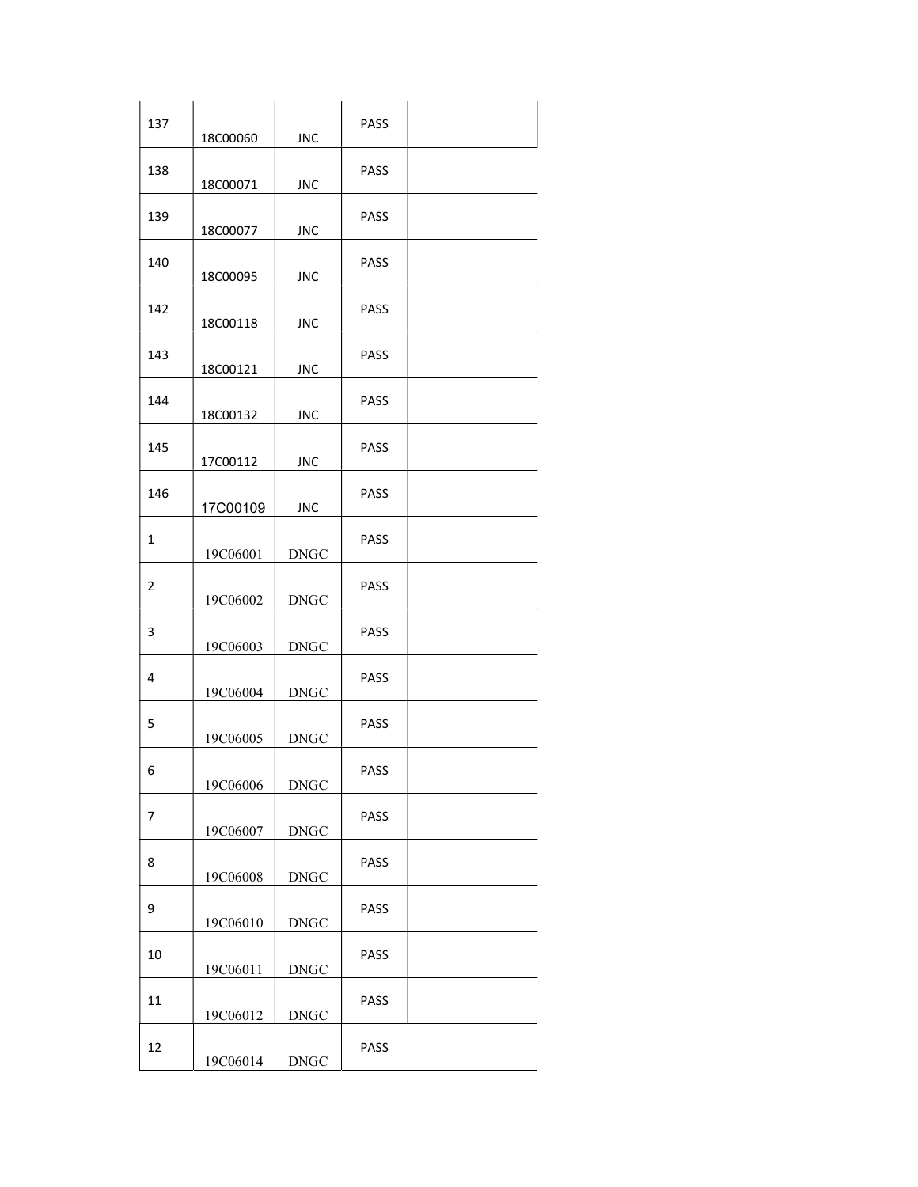| | | | | |
|---|---|---|---|---|
| 137 | 18C00060 | JNC | PASS | |
| 138 | 18C00071 | JNC | PASS | |
| 139 | 18C00077 | JNC | PASS | |
| 140 | 18C00095 | JNC | PASS | |
| 142 | 18C00118 | JNC | PASS | |
| 143 | 18C00121 | JNC | PASS | |
| 144 | 18C00132 | JNC | PASS | |
| 145 | 17C00112 | JNC | PASS | |
| 146 | 17C00109 | JNC | PASS | |
| 1 | 19C06001 | DNGC | PASS | |
| 2 | 19C06002 | DNGC | PASS | |
| 3 | 19C06003 | DNGC | PASS | |
| 4 | 19C06004 | DNGC | PASS | |
| 5 | 19C06005 | DNGC | PASS | |
| 6 | 19C06006 | DNGC | PASS | |
| 7 | 19C06007 | DNGC | PASS | |
| 8 | 19C06008 | DNGC | PASS | |
| 9 | 19C06010 | DNGC | PASS | |
| 10 | 19C06011 | DNGC | PASS | |
| 11 | 19C06012 | DNGC | PASS | |
| 12 | 19C06014 | DNGC | PASS | |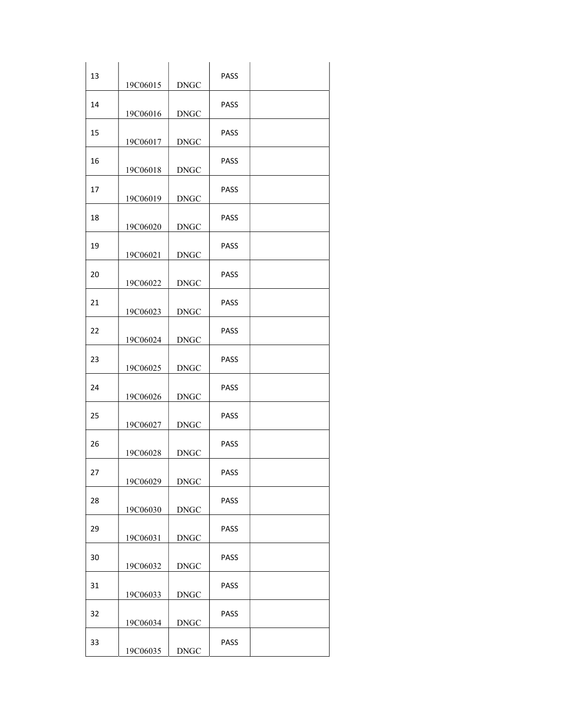|    |          |      |      |   |
|----|----------|------|------|---|
| 13 | 19C06015 | DNGC | PASS |   |
| 14 | 19C06016 | DNGC | PASS |   |
| 15 | 19C06017 | DNGC | PASS |   |
| 16 | 19C06018 | DNGC | PASS |   |
| 17 | 19C06019 | DNGC | PASS |   |
| 18 | 19C06020 | DNGC | PASS |   |
| 19 | 19C06021 | DNGC | PASS |   |
| 20 | 19C06022 | DNGC | PASS |   |
| 21 | 19C06023 | DNGC | PASS |   |
| 22 | 19C06024 | DNGC | PASS |   |
| 23 | 19C06025 | DNGC | PASS |   |
| 24 | 19C06026 | DNGC | PASS |   |
| 25 | 19C06027 | DNGC | PASS |   |
| 26 | 19C06028 | DNGC | PASS |   |
| 27 | 19C06029 | DNGC | PASS |   |
| 28 | 19C06030 | DNGC | PASS |   |
| 29 | 19C06031 | DNGC | PASS |   |
| 30 | 19C06032 | DNGC | PASS |   |
| 31 | 19C06033 | DNGC | PASS |   |
| 32 | 19C06034 | DNGC | PASS |   |
| 33 | 19C06035 | DNGC | PASS |   |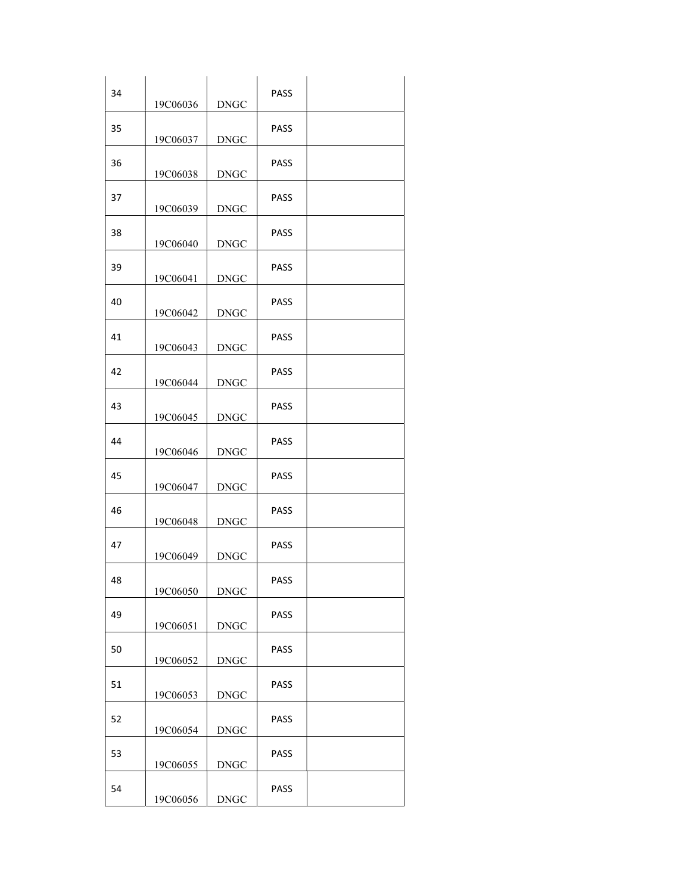| | | | | |
|---|---|---|---|---|
| 34 | 19C06036 | DNGC | PASS | |
| 35 | 19C06037 | DNGC | PASS | |
| 36 | 19C06038 | DNGC | PASS | |
| 37 | 19C06039 | DNGC | PASS | |
| 38 | 19C06040 | DNGC | PASS | |
| 39 | 19C06041 | DNGC | PASS | |
| 40 | 19C06042 | DNGC | PASS | |
| 41 | 19C06043 | DNGC | PASS | |
| 42 | 19C06044 | DNGC | PASS | |
| 43 | 19C06045 | DNGC | PASS | |
| 44 | 19C06046 | DNGC | PASS | |
| 45 | 19C06047 | DNGC | PASS | |
| 46 | 19C06048 | DNGC | PASS | |
| 47 | 19C06049 | DNGC | PASS | |
| 48 | 19C06050 | DNGC | PASS | |
| 49 | 19C06051 | DNGC | PASS | |
| 50 | 19C06052 | DNGC | PASS | |
| 51 | 19C06053 | DNGC | PASS | |
| 52 | 19C06054 | DNGC | PASS | |
| 53 | 19C06055 | DNGC | PASS | |
| 54 | 19C06056 | DNGC | PASS | |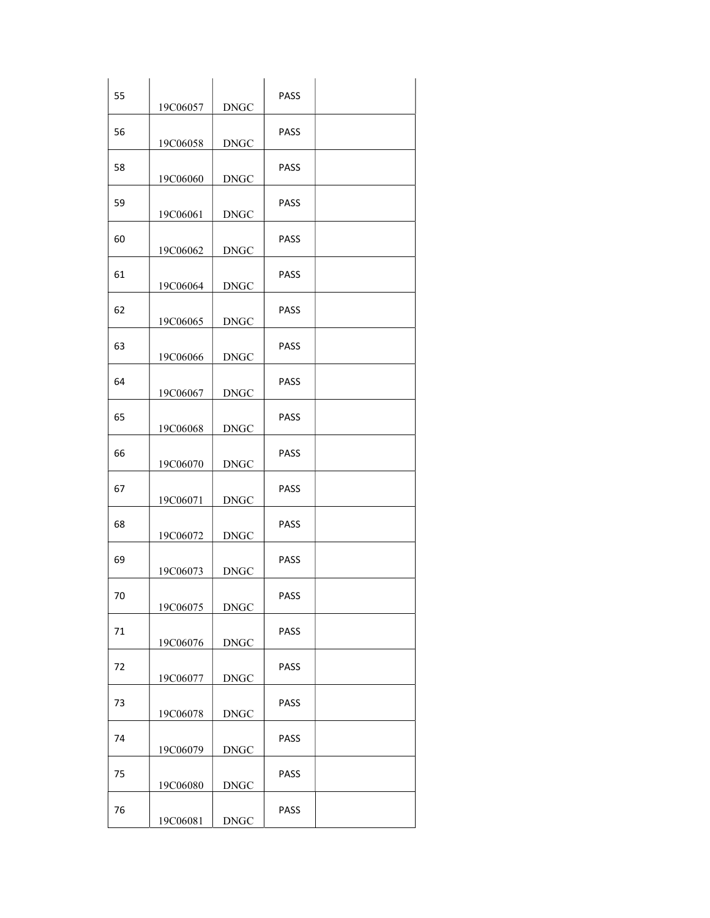| | | | | |
|---|---|---|---|---|
| 55 | 19C06057 | DNGC | PASS | |
| 56 | 19C06058 | DNGC | PASS | |
| 58 | 19C06060 | DNGC | PASS | |
| 59 | 19C06061 | DNGC | PASS | |
| 60 | 19C06062 | DNGC | PASS | |
| 61 | 19C06064 | DNGC | PASS | |
| 62 | 19C06065 | DNGC | PASS | |
| 63 | 19C06066 | DNGC | PASS | |
| 64 | 19C06067 | DNGC | PASS | |
| 65 | 19C06068 | DNGC | PASS | |
| 66 | 19C06070 | DNGC | PASS | |
| 67 | 19C06071 | DNGC | PASS | |
| 68 | 19C06072 | DNGC | PASS | |
| 69 | 19C06073 | DNGC | PASS | |
| 70 | 19C06075 | DNGC | PASS | |
| 71 | 19C06076 | DNGC | PASS | |
| 72 | 19C06077 | DNGC | PASS | |
| 73 | 19C06078 | DNGC | PASS | |
| 74 | 19C06079 | DNGC | PASS | |
| 75 | 19C06080 | DNGC | PASS | |
| 76 | 19C06081 | DNGC | PASS | |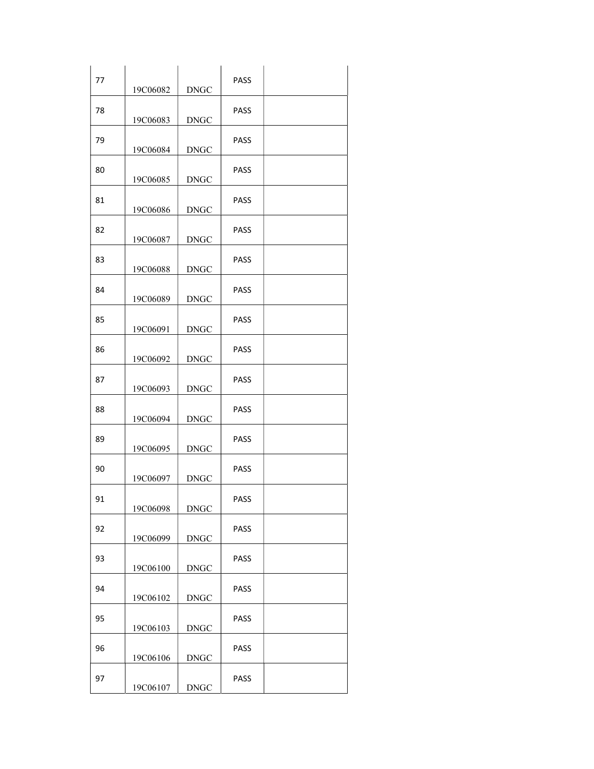| | | | | |
|---|---|---|---|---|
| 77 | 19C06082 | DNGC | PASS | |
| 78 | 19C06083 | DNGC | PASS | |
| 79 | 19C06084 | DNGC | PASS | |
| 80 | 19C06085 | DNGC | PASS | |
| 81 | 19C06086 | DNGC | PASS | |
| 82 | 19C06087 | DNGC | PASS | |
| 83 | 19C06088 | DNGC | PASS | |
| 84 | 19C06089 | DNGC | PASS | |
| 85 | 19C06091 | DNGC | PASS | |
| 86 | 19C06092 | DNGC | PASS | |
| 87 | 19C06093 | DNGC | PASS | |
| 88 | 19C06094 | DNGC | PASS | |
| 89 | 19C06095 | DNGC | PASS | |
| 90 | 19C06097 | DNGC | PASS | |
| 91 | 19C06098 | DNGC | PASS | |
| 92 | 19C06099 | DNGC | PASS | |
| 93 | 19C06100 | DNGC | PASS | |
| 94 | 19C06102 | DNGC | PASS | |
| 95 | 19C06103 | DNGC | PASS | |
| 96 | 19C06106 | DNGC | PASS | |
| 97 | 19C06107 | DNGC | PASS | |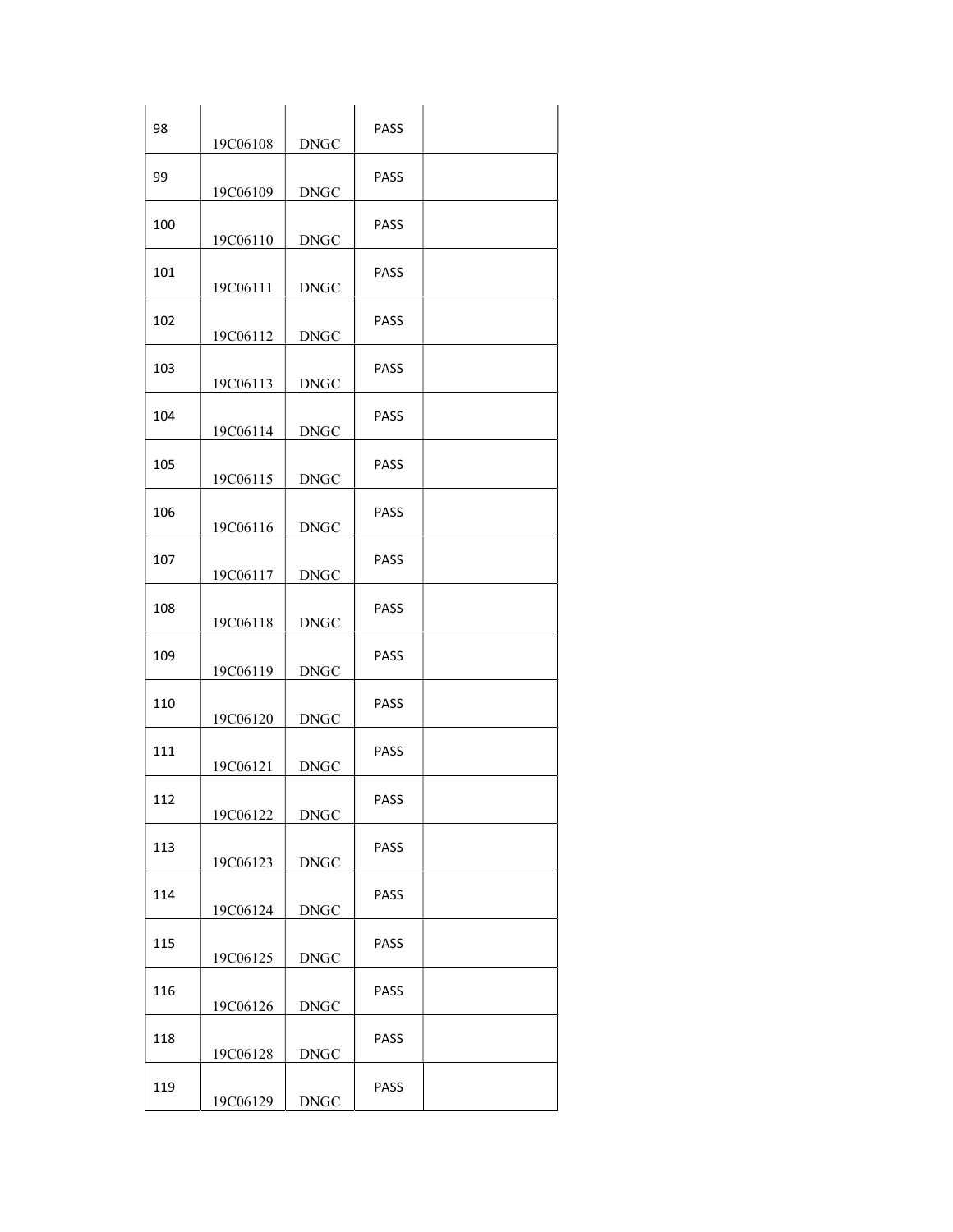| 98 | 19C06108 | DNGC | PASS | |
|---|---|---|---|---|
| 99 | 19C06109 | DNGC | PASS | |
| 100 | 19C06110 | DNGC | PASS | |
| 101 | 19C06111 | DNGC | PASS | |
| 102 | 19C06112 | DNGC | PASS | |
| 103 | 19C06113 | DNGC | PASS | |
| 104 | 19C06114 | DNGC | PASS | |
| 105 | 19C06115 | DNGC | PASS | |
| 106 | 19C06116 | DNGC | PASS | |
| 107 | 19C06117 | DNGC | PASS | |
| 108 | 19C06118 | DNGC | PASS | |
| 109 | 19C06119 | DNGC | PASS | |
| 110 | 19C06120 | DNGC | PASS | |
| 111 | 19C06121 | DNGC | PASS | |
| 112 | 19C06122 | DNGC | PASS | |
| 113 | 19C06123 | DNGC | PASS | |
| 114 | 19C06124 | DNGC | PASS | |
| 115 | 19C06125 | DNGC | PASS | |
| 116 | 19C06126 | DNGC | PASS | |
| 118 | 19C06128 | DNGC | PASS | |
| 119 | 19C06129 | DNGC | PASS | |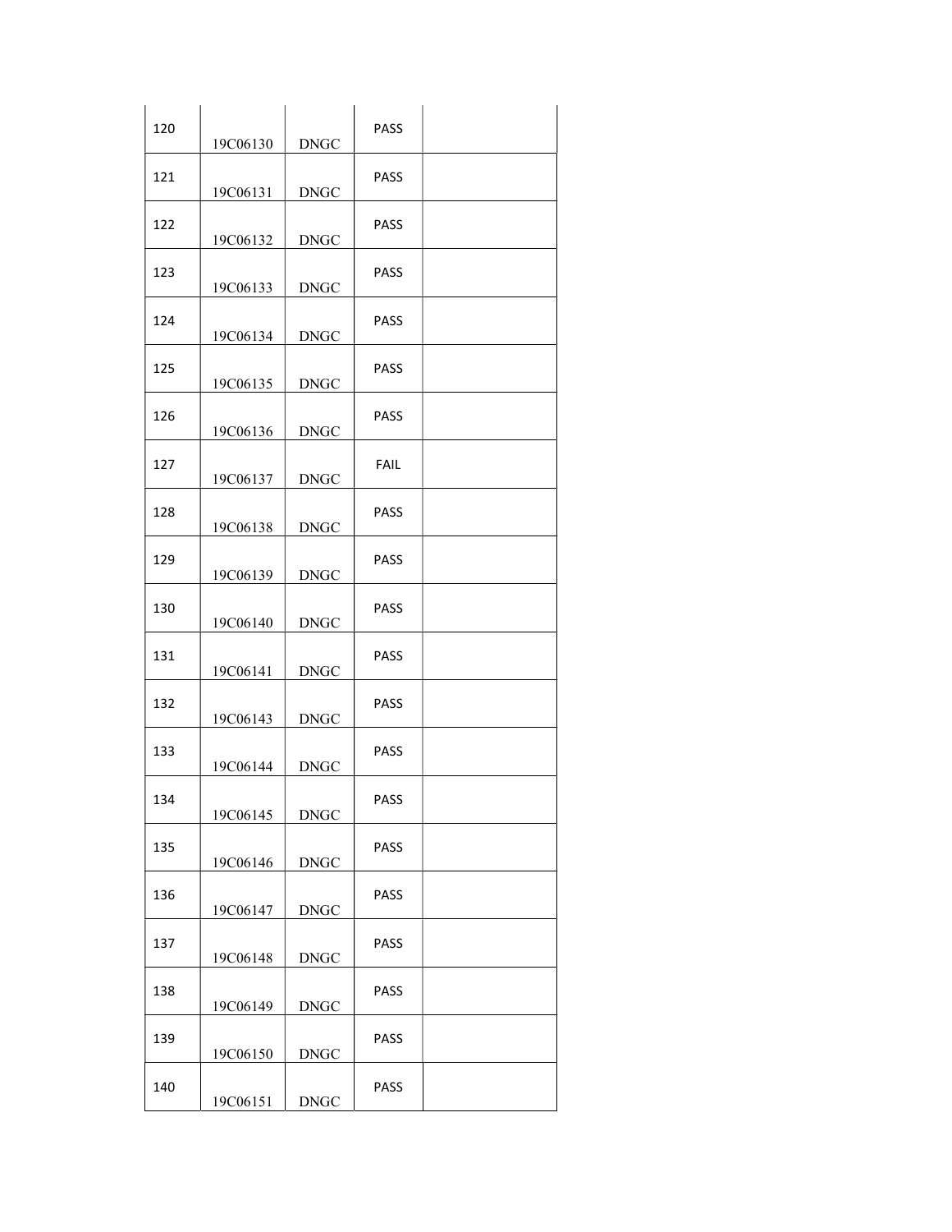| | | | | |
|---|---|---|---|---|
| 120 | 19C06130 | DNGC | PASS | |
| 121 | 19C06131 | DNGC | PASS | |
| 122 | 19C06132 | DNGC | PASS | |
| 123 | 19C06133 | DNGC | PASS | |
| 124 | 19C06134 | DNGC | PASS | |
| 125 | 19C06135 | DNGC | PASS | |
| 126 | 19C06136 | DNGC | PASS | |
| 127 | 19C06137 | DNGC | FAIL | |
| 128 | 19C06138 | DNGC | PASS | |
| 129 | 19C06139 | DNGC | PASS | |
| 130 | 19C06140 | DNGC | PASS | |
| 131 | 19C06141 | DNGC | PASS | |
| 132 | 19C06143 | DNGC | PASS | |
| 133 | 19C06144 | DNGC | PASS | |
| 134 | 19C06145 | DNGC | PASS | |
| 135 | 19C06146 | DNGC | PASS | |
| 136 | 19C06147 | DNGC | PASS | |
| 137 | 19C06148 | DNGC | PASS | |
| 138 | 19C06149 | DNGC | PASS | |
| 139 | 19C06150 | DNGC | PASS | |
| 140 | 19C06151 | DNGC | PASS | |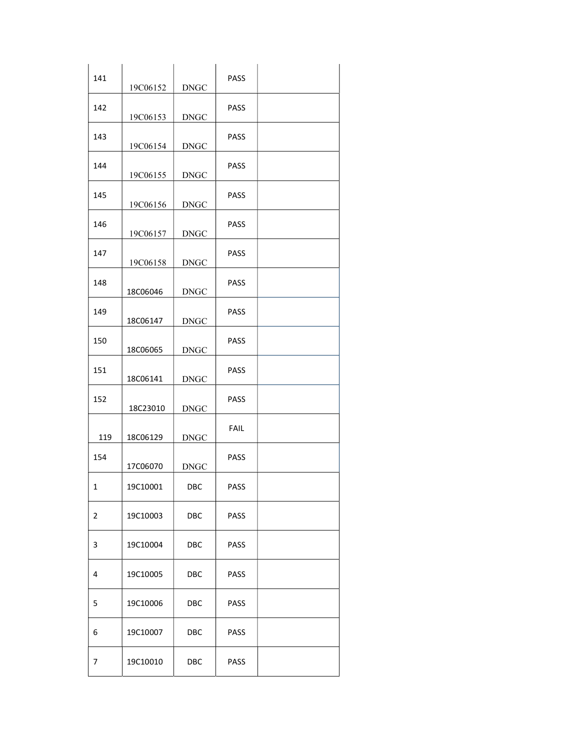| | | | | |
|---|---|---|---|---|
| 141 | 19C06152 | DNGC | PASS | |
| 142 | 19C06153 | DNGC | PASS | |
| 143 | 19C06154 | DNGC | PASS | |
| 144 | 19C06155 | DNGC | PASS | |
| 145 | 19C06156 | DNGC | PASS | |
| 146 | 19C06157 | DNGC | PASS | |
| 147 | 19C06158 | DNGC | PASS | |
| 148 | 18C06046 | DNGC | PASS | |
| 149 | 18C06147 | DNGC | PASS | |
| 150 | 18C06065 | DNGC | PASS | |
| 151 | 18C06141 | DNGC | PASS | |
| 152 | 18C23010 | DNGC | PASS | |
| 119 | 18C06129 | DNGC | FAIL | |
| 154 | 17C06070 | DNGC | PASS | |
| 1 | 19C10001 | DBC | PASS | |
| 2 | 19C10003 | DBC | PASS | |
| 3 | 19C10004 | DBC | PASS | |
| 4 | 19C10005 | DBC | PASS | |
| 5 | 19C10006 | DBC | PASS | |
| 6 | 19C10007 | DBC | PASS | |
| 7 | 19C10010 | DBC | PASS | |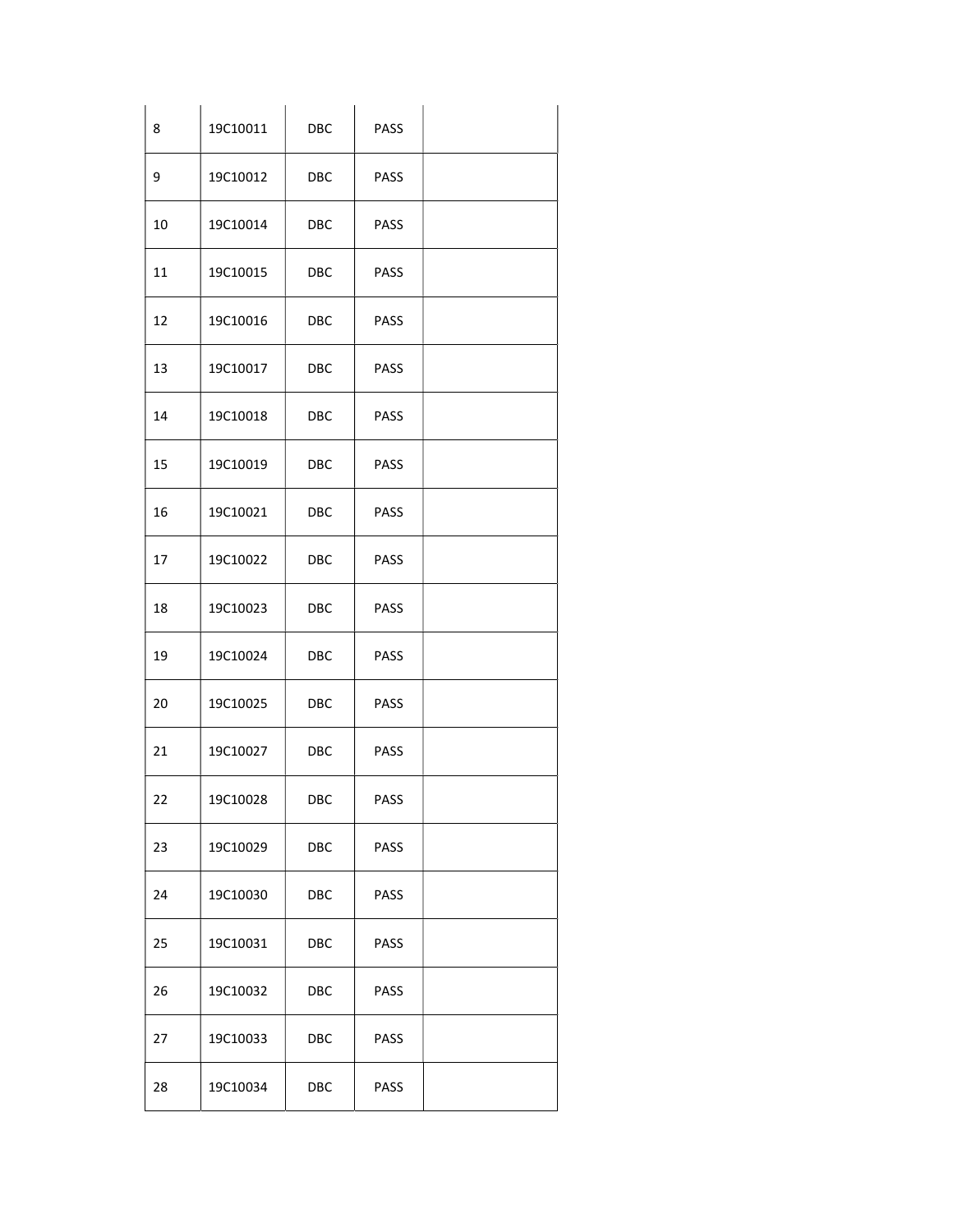| | | | | |
|---|---|---|---|---|
| 8 | 19C10011 | DBC | PASS | |
| 9 | 19C10012 | DBC | PASS | |
| 10 | 19C10014 | DBC | PASS | |
| 11 | 19C10015 | DBC | PASS | |
| 12 | 19C10016 | DBC | PASS | |
| 13 | 19C10017 | DBC | PASS | |
| 14 | 19C10018 | DBC | PASS | |
| 15 | 19C10019 | DBC | PASS | |
| 16 | 19C10021 | DBC | PASS | |
| 17 | 19C10022 | DBC | PASS | |
| 18 | 19C10023 | DBC | PASS | |
| 19 | 19C10024 | DBC | PASS | |
| 20 | 19C10025 | DBC | PASS | |
| 21 | 19C10027 | DBC | PASS | |
| 22 | 19C10028 | DBC | PASS | |
| 23 | 19C10029 | DBC | PASS | |
| 24 | 19C10030 | DBC | PASS | |
| 25 | 19C10031 | DBC | PASS | |
| 26 | 19C10032 | DBC | PASS | |
| 27 | 19C10033 | DBC | PASS | |
| 28 | 19C10034 | DBC | PASS | |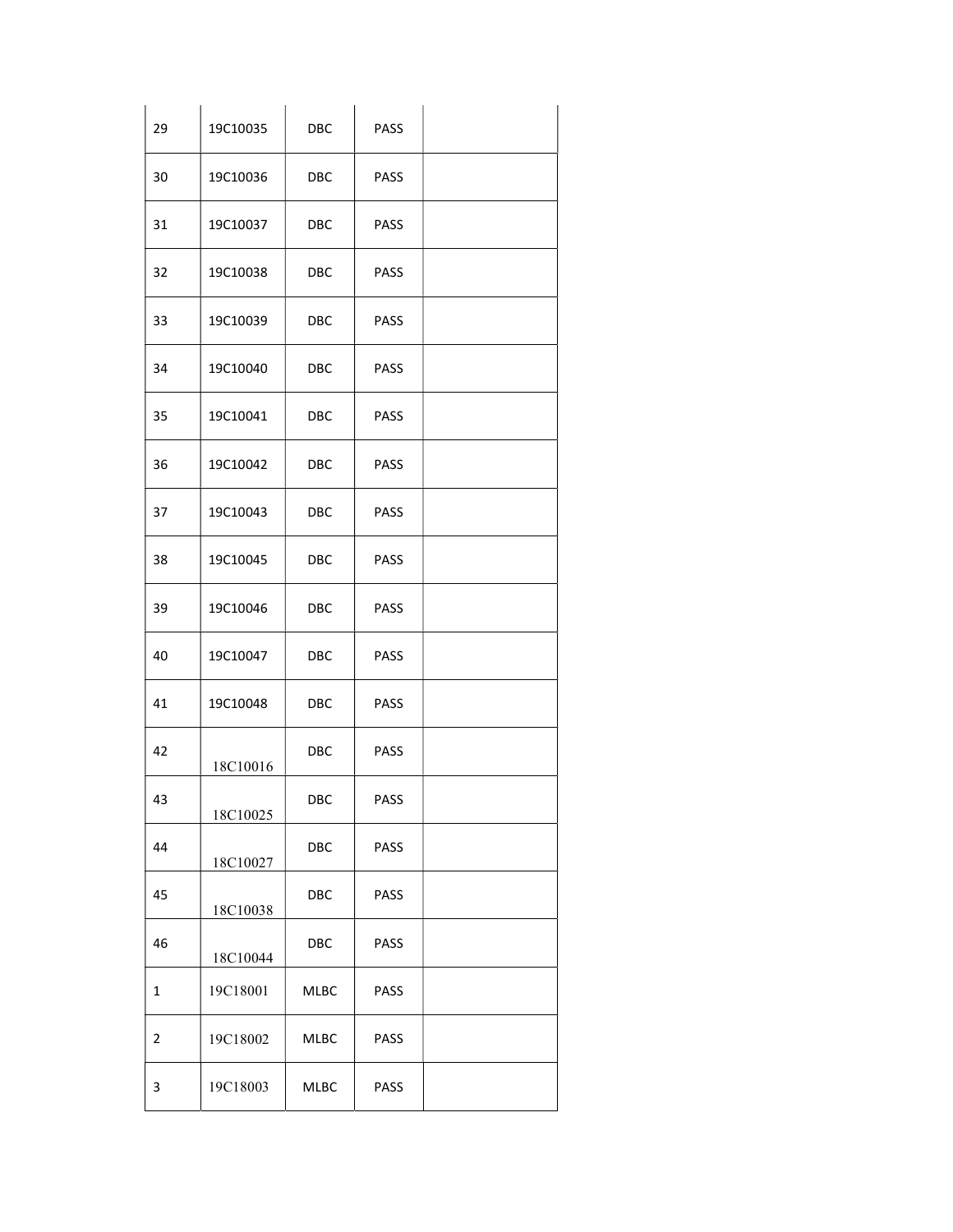| | | | | |
|---|---|---|---|---|
| 29 | 19C10035 | DBC | PASS | |
| 30 | 19C10036 | DBC | PASS | |
| 31 | 19C10037 | DBC | PASS | |
| 32 | 19C10038 | DBC | PASS | |
| 33 | 19C10039 | DBC | PASS | |
| 34 | 19C10040 | DBC | PASS | |
| 35 | 19C10041 | DBC | PASS | |
| 36 | 19C10042 | DBC | PASS | |
| 37 | 19C10043 | DBC | PASS | |
| 38 | 19C10045 | DBC | PASS | |
| 39 | 19C10046 | DBC | PASS | |
| 40 | 19C10047 | DBC | PASS | |
| 41 | 19C10048 | DBC | PASS | |
| 42 | 18C10016 | DBC | PASS | |
| 43 | 18C10025 | DBC | PASS | |
| 44 | 18C10027 | DBC | PASS | |
| 45 | 18C10038 | DBC | PASS | |
| 46 | 18C10044 | DBC | PASS | |
| 1 | 19C18001 | MLBC | PASS | |
| 2 | 19C18002 | MLBC | PASS | |
| 3 | 19C18003 | MLBC | PASS | |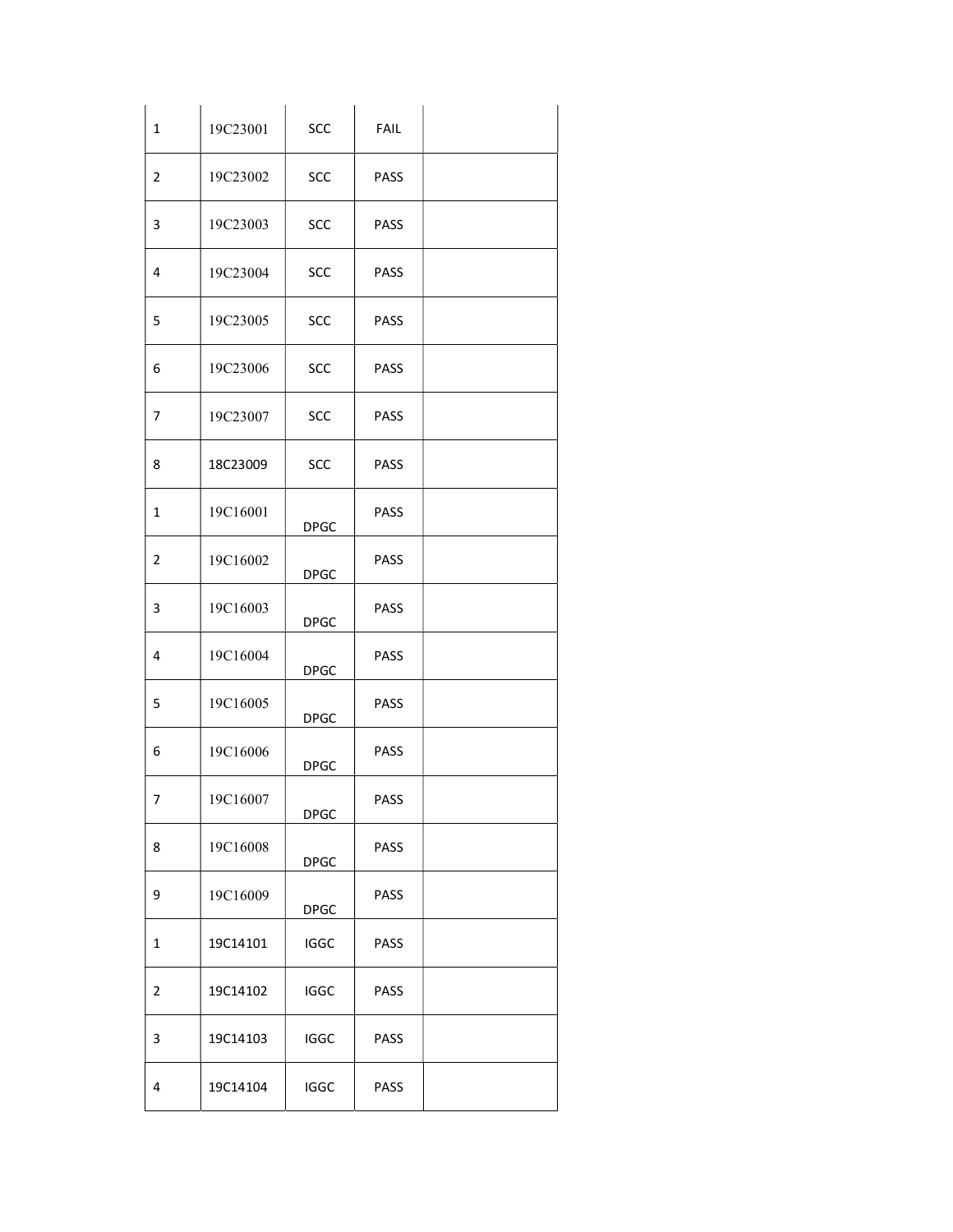| | | | | |
|---|---|---|---|---|
| 1 | 19C23001 | SCC | FAIL | |
| 2 | 19C23002 | SCC | PASS | |
| 3 | 19C23003 | SCC | PASS | |
| 4 | 19C23004 | SCC | PASS | |
| 5 | 19C23005 | SCC | PASS | |
| 6 | 19C23006 | SCC | PASS | |
| 7 | 19C23007 | SCC | PASS | |
| 8 | 18C23009 | SCC | PASS | |
| 1 | 19C16001 | DPGC | PASS | |
| 2 | 19C16002 | DPGC | PASS | |
| 3 | 19C16003 | DPGC | PASS | |
| 4 | 19C16004 | DPGC | PASS | |
| 5 | 19C16005 | DPGC | PASS | |
| 6 | 19C16006 | DPGC | PASS | |
| 7 | 19C16007 | DPGC | PASS | |
| 8 | 19C16008 | DPGC | PASS | |
| 9 | 19C16009 | DPGC | PASS | |
| 1 | 19C14101 | IGGC | PASS | |
| 2 | 19C14102 | IGGC | PASS | |
| 3 | 19C14103 | IGGC | PASS | |
| 4 | 19C14104 | IGGC | PASS | |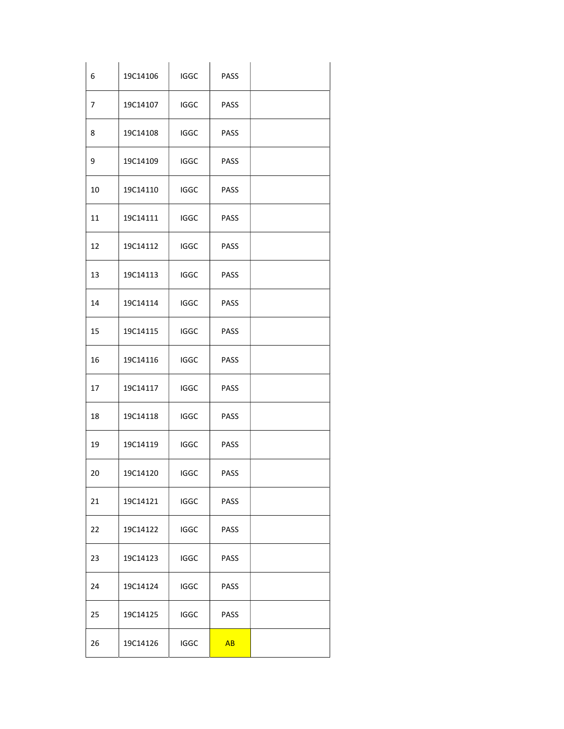| | | | | |
|---|---|---|---|---|
| 6 | 19C14106 | IGGC | PASS | |
| 7 | 19C14107 | IGGC | PASS | |
| 8 | 19C14108 | IGGC | PASS | |
| 9 | 19C14109 | IGGC | PASS | |
| 10 | 19C14110 | IGGC | PASS | |
| 11 | 19C14111 | IGGC | PASS | |
| 12 | 19C14112 | IGGC | PASS | |
| 13 | 19C14113 | IGGC | PASS | |
| 14 | 19C14114 | IGGC | PASS | |
| 15 | 19C14115 | IGGC | PASS | |
| 16 | 19C14116 | IGGC | PASS | |
| 17 | 19C14117 | IGGC | PASS | |
| 18 | 19C14118 | IGGC | PASS | |
| 19 | 19C14119 | IGGC | PASS | |
| 20 | 19C14120 | IGGC | PASS | |
| 21 | 19C14121 | IGGC | PASS | |
| 22 | 19C14122 | IGGC | PASS | |
| 23 | 19C14123 | IGGC | PASS | |
| 24 | 19C14124 | IGGC | PASS | |
| 25 | 19C14125 | IGGC | PASS | |
| 26 | 19C14126 | IGGC | AB | |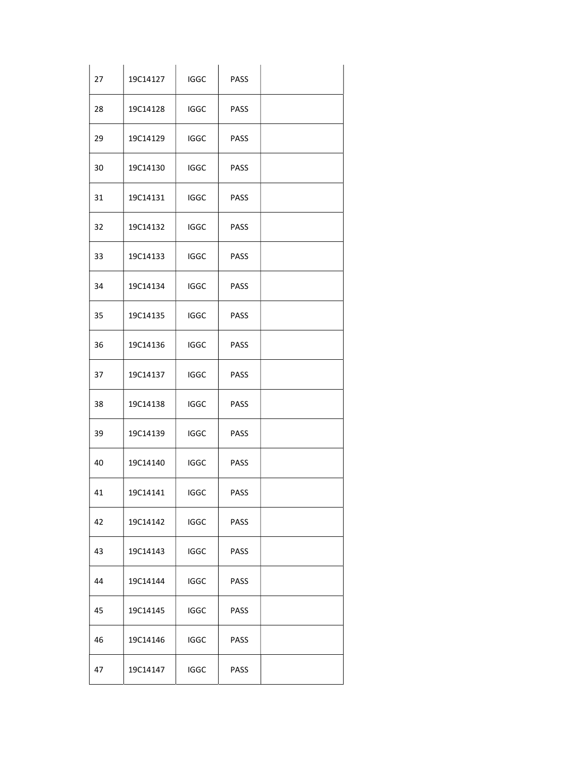| | | | | |
|---|---|---|---|---|
| 27 | 19C14127 | IGGC | PASS | |
| 28 | 19C14128 | IGGC | PASS | |
| 29 | 19C14129 | IGGC | PASS | |
| 30 | 19C14130 | IGGC | PASS | |
| 31 | 19C14131 | IGGC | PASS | |
| 32 | 19C14132 | IGGC | PASS | |
| 33 | 19C14133 | IGGC | PASS | |
| 34 | 19C14134 | IGGC | PASS | |
| 35 | 19C14135 | IGGC | PASS | |
| 36 | 19C14136 | IGGC | PASS | |
| 37 | 19C14137 | IGGC | PASS | |
| 38 | 19C14138 | IGGC | PASS | |
| 39 | 19C14139 | IGGC | PASS | |
| 40 | 19C14140 | IGGC | PASS | |
| 41 | 19C14141 | IGGC | PASS | |
| 42 | 19C14142 | IGGC | PASS | |
| 43 | 19C14143 | IGGC | PASS | |
| 44 | 19C14144 | IGGC | PASS | |
| 45 | 19C14145 | IGGC | PASS | |
| 46 | 19C14146 | IGGC | PASS | |
| 47 | 19C14147 | IGGC | PASS | |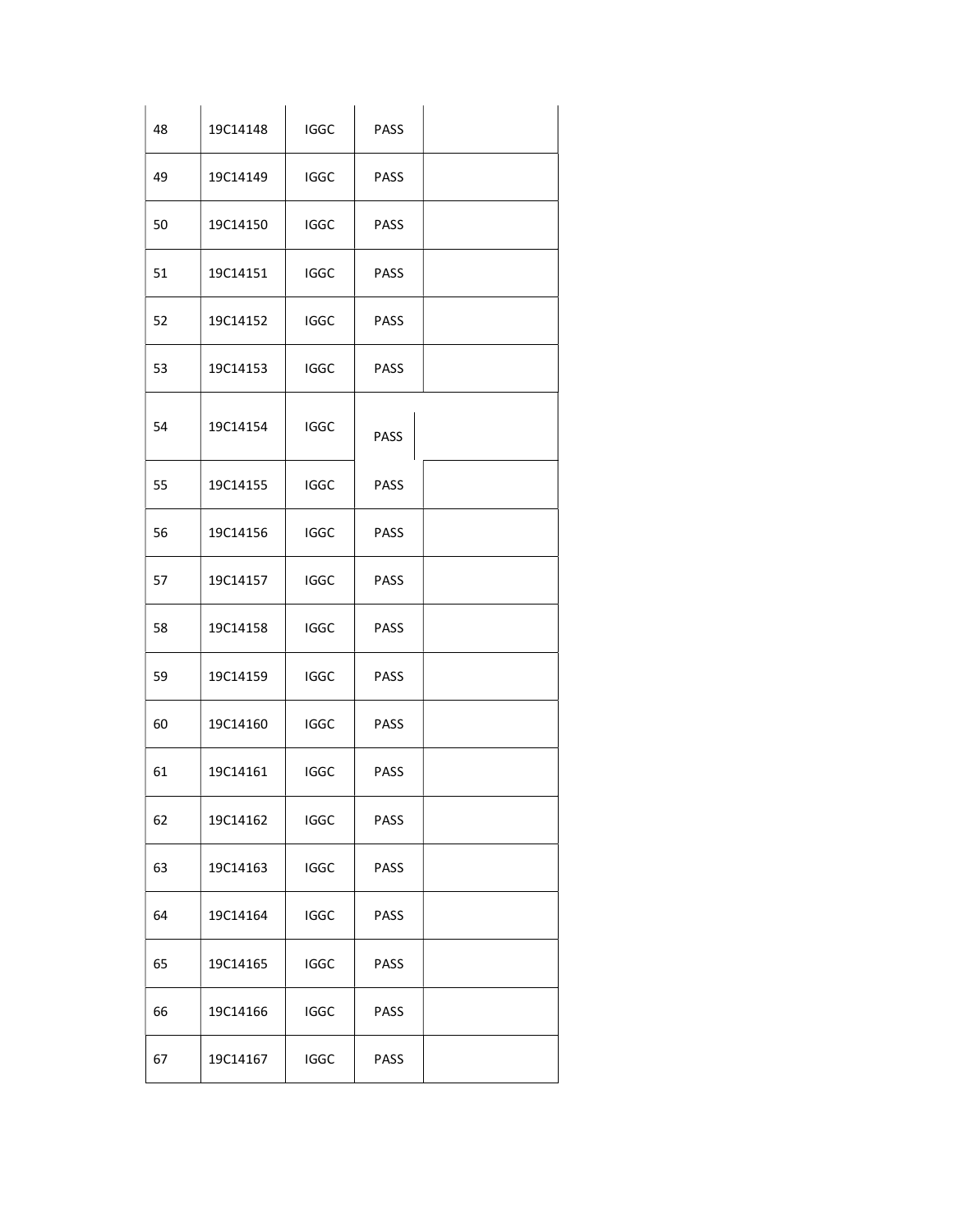| | | | | |
|---|---|---|---|---|
| 48 | 19C14148 | IGGC | PASS | |
| 49 | 19C14149 | IGGC | PASS | |
| 50 | 19C14150 | IGGC | PASS | |
| 51 | 19C14151 | IGGC | PASS | |
| 52 | 19C14152 | IGGC | PASS | |
| 53 | 19C14153 | IGGC | PASS | |
| 54 | 19C14154 | IGGC | PASS | |
| 55 | 19C14155 | IGGC | PASS | |
| 56 | 19C14156 | IGGC | PASS | |
| 57 | 19C14157 | IGGC | PASS | |
| 58 | 19C14158 | IGGC | PASS | |
| 59 | 19C14159 | IGGC | PASS | |
| 60 | 19C14160 | IGGC | PASS | |
| 61 | 19C14161 | IGGC | PASS | |
| 62 | 19C14162 | IGGC | PASS | |
| 63 | 19C14163 | IGGC | PASS | |
| 64 | 19C14164 | IGGC | PASS | |
| 65 | 19C14165 | IGGC | PASS | |
| 66 | 19C14166 | IGGC | PASS | |
| 67 | 19C14167 | IGGC | PASS | |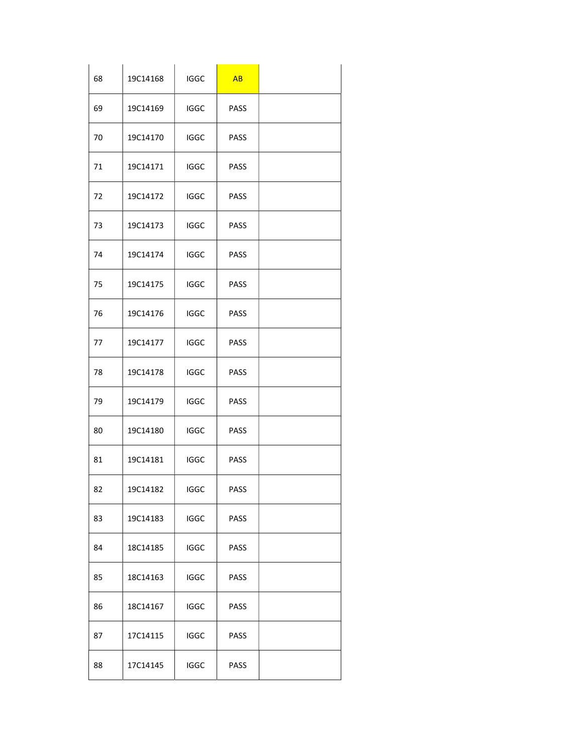| | | | | |
|---|---|---|---|---|
| 68 | 19C14168 | IGGC | AB | |
| 69 | 19C14169 | IGGC | PASS | |
| 70 | 19C14170 | IGGC | PASS | |
| 71 | 19C14171 | IGGC | PASS | |
| 72 | 19C14172 | IGGC | PASS | |
| 73 | 19C14173 | IGGC | PASS | |
| 74 | 19C14174 | IGGC | PASS | |
| 75 | 19C14175 | IGGC | PASS | |
| 76 | 19C14176 | IGGC | PASS | |
| 77 | 19C14177 | IGGC | PASS | |
| 78 | 19C14178 | IGGC | PASS | |
| 79 | 19C14179 | IGGC | PASS | |
| 80 | 19C14180 | IGGC | PASS | |
| 81 | 19C14181 | IGGC | PASS | |
| 82 | 19C14182 | IGGC | PASS | |
| 83 | 19C14183 | IGGC | PASS | |
| 84 | 18C14185 | IGGC | PASS | |
| 85 | 18C14163 | IGGC | PASS | |
| 86 | 18C14167 | IGGC | PASS | |
| 87 | 17C14115 | IGGC | PASS | |
| 88 | 17C14145 | IGGC | PASS | |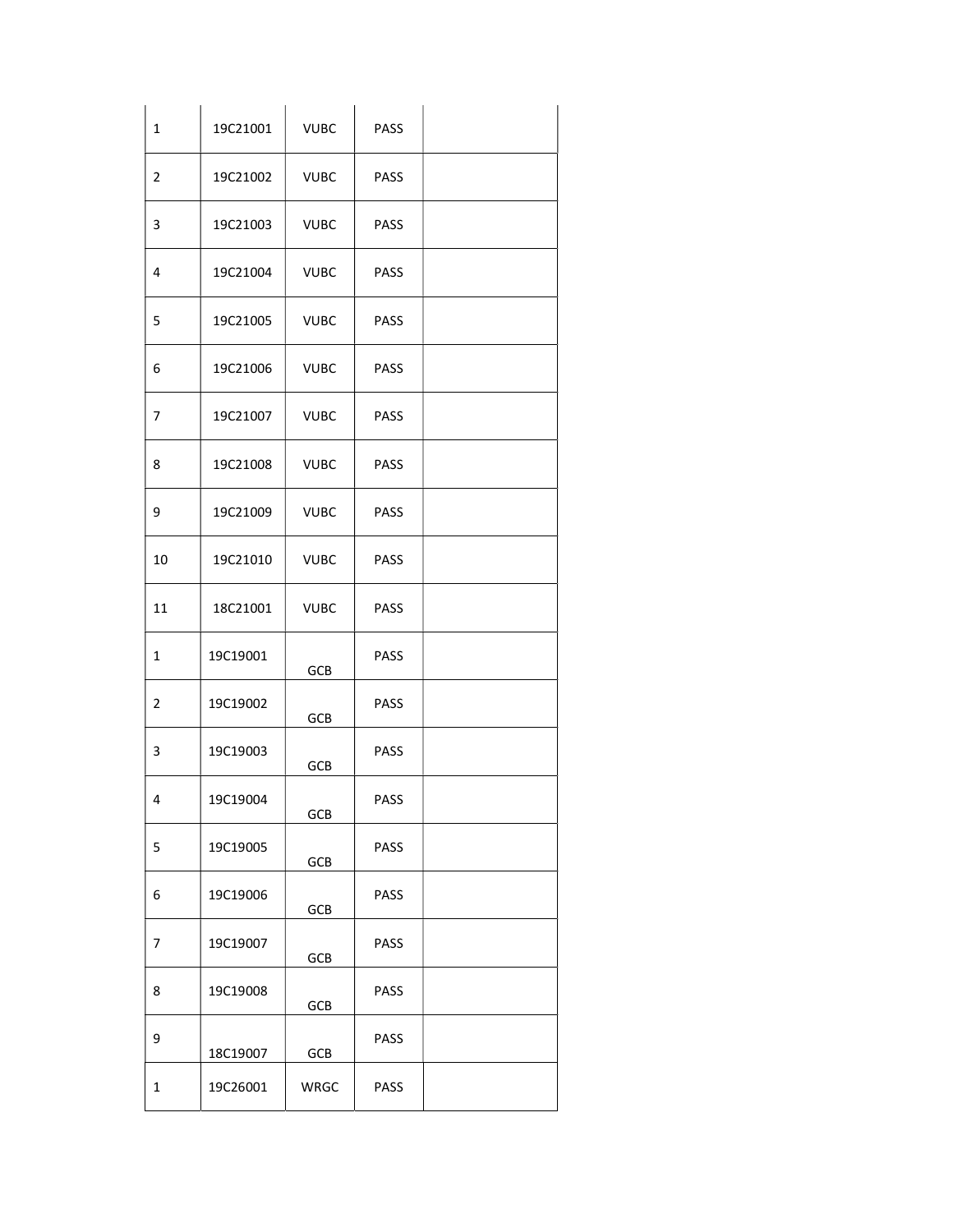| | | | | |
|---|---|---|---|---|
| 1 | 19C21001 | VUBC | PASS | |
| 2 | 19C21002 | VUBC | PASS | |
| 3 | 19C21003 | VUBC | PASS | |
| 4 | 19C21004 | VUBC | PASS | |
| 5 | 19C21005 | VUBC | PASS | |
| 6 | 19C21006 | VUBC | PASS | |
| 7 | 19C21007 | VUBC | PASS | |
| 8 | 19C21008 | VUBC | PASS | |
| 9 | 19C21009 | VUBC | PASS | |
| 10 | 19C21010 | VUBC | PASS | |
| 11 | 18C21001 | VUBC | PASS | |
| 1 | 19C19001 | GCB | PASS | |
| 2 | 19C19002 | GCB | PASS | |
| 3 | 19C19003 | GCB | PASS | |
| 4 | 19C19004 | GCB | PASS | |
| 5 | 19C19005 | GCB | PASS | |
| 6 | 19C19006 | GCB | PASS | |
| 7 | 19C19007 | GCB | PASS | |
| 8 | 19C19008 | GCB | PASS | |
| 9 | 18C19007 | GCB | PASS | |
| 1 | 19C26001 | WRGC | PASS | |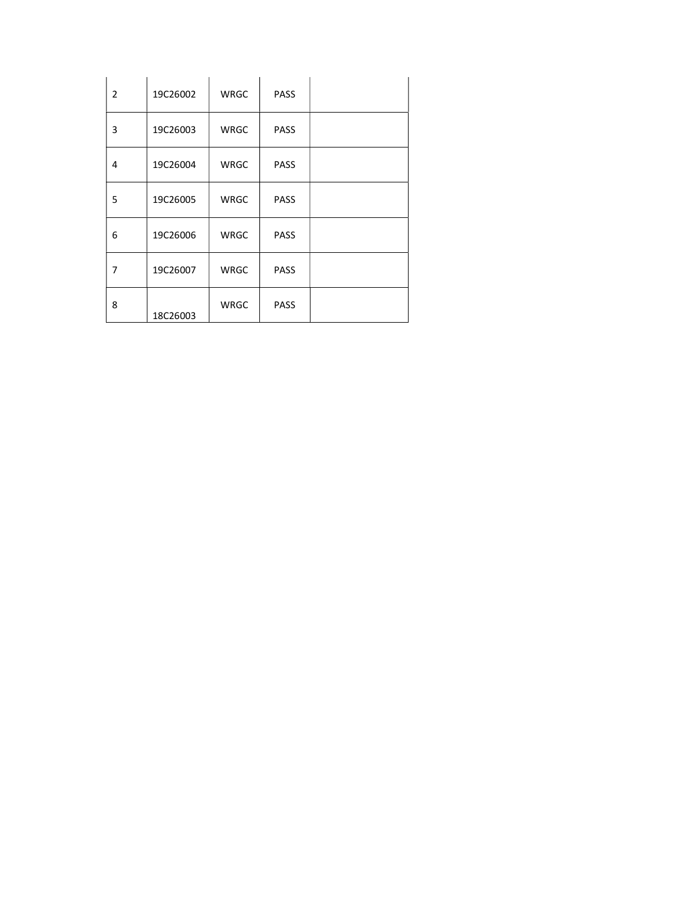| | | | | |
|---|---|---|---|---|
| 2 | 19C26002 | WRGC | PASS | |
| 3 | 19C26003 | WRGC | PASS | |
| 4 | 19C26004 | WRGC | PASS | |
| 5 | 19C26005 | WRGC | PASS | |
| 6 | 19C26006 | WRGC | PASS | |
| 7 | 19C26007 | WRGC | PASS | |
| 8 | 18C26003 | WRGC | PASS | |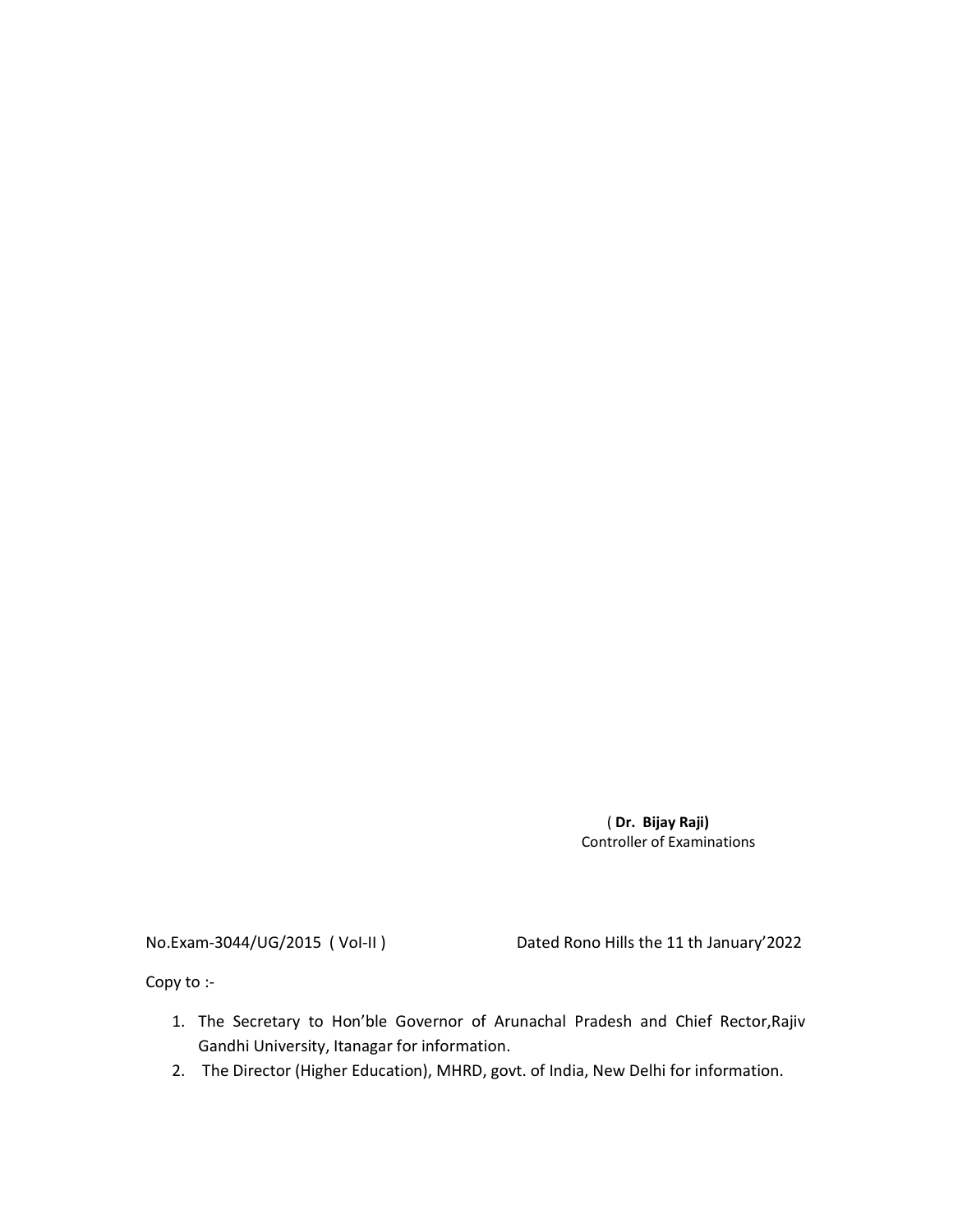( **Dr. Bijay Raji)**
Controller of Examinations

No.Exam-3044/UG/2015 ( VoI-II ) Dated Rono Hills the 11 th January'2022

Copy to :-

1. The Secretary to Hon'ble Governor of Arunachal Pradesh and Chief Rector,Rajiv Gandhi University, Itanagar for information.
2. The Director (Higher Education), MHRD, govt. of India, New Delhi for information.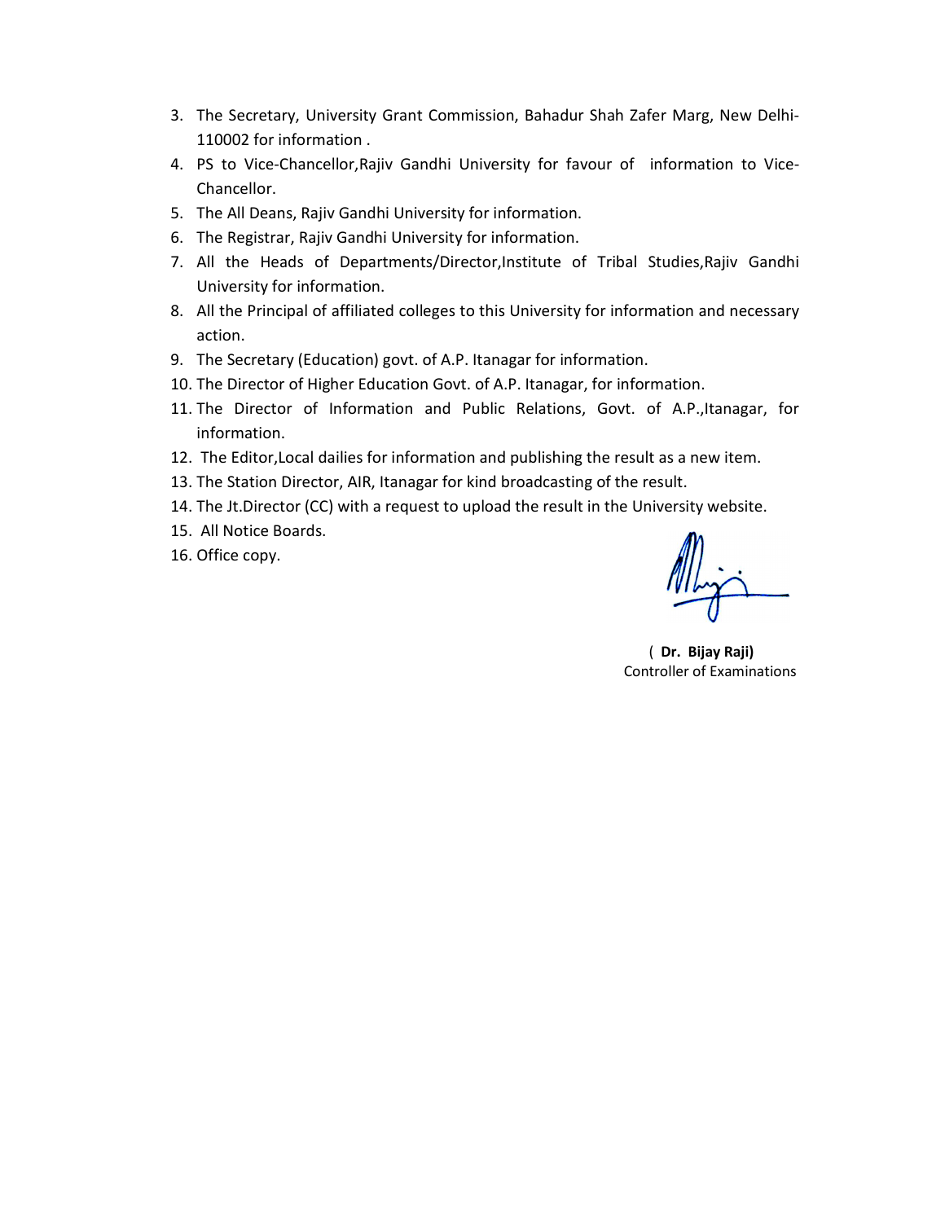3. The Secretary, University Grant Commission, Bahadur Shah Zafer Marg, New Delhi-110002 for information .
4. PS to Vice-Chancellor,Rajiv Gandhi University for favour of information to Vice-Chancellor.
5. The All Deans, Rajiv Gandhi University for information.
6. The Registrar, Rajiv Gandhi University for information.
7. All the Heads of Departments/Director,Institute of Tribal Studies,Rajiv Gandhi University for information.
8. All the Principal of affiliated colleges to this University for information and necessary action.
9. The Secretary (Education) govt. of A.P. Itanagar for information.
10. The Director of Higher Education Govt. of A.P. Itanagar, for information.
11. The Director of Information and Public Relations, Govt. of A.P.,Itanagar, for information.
12. The Editor,Local dailies for information and publishing the result as a new item.
13. The Station Director, AIR, Itanagar for kind broadcasting of the result.
14. The Jt.Director (CC) with a request to upload the result in the University website.
15. All Notice Boards.
16. Office copy.

( **Dr. Bijay Raji)**
Controller of Examinations